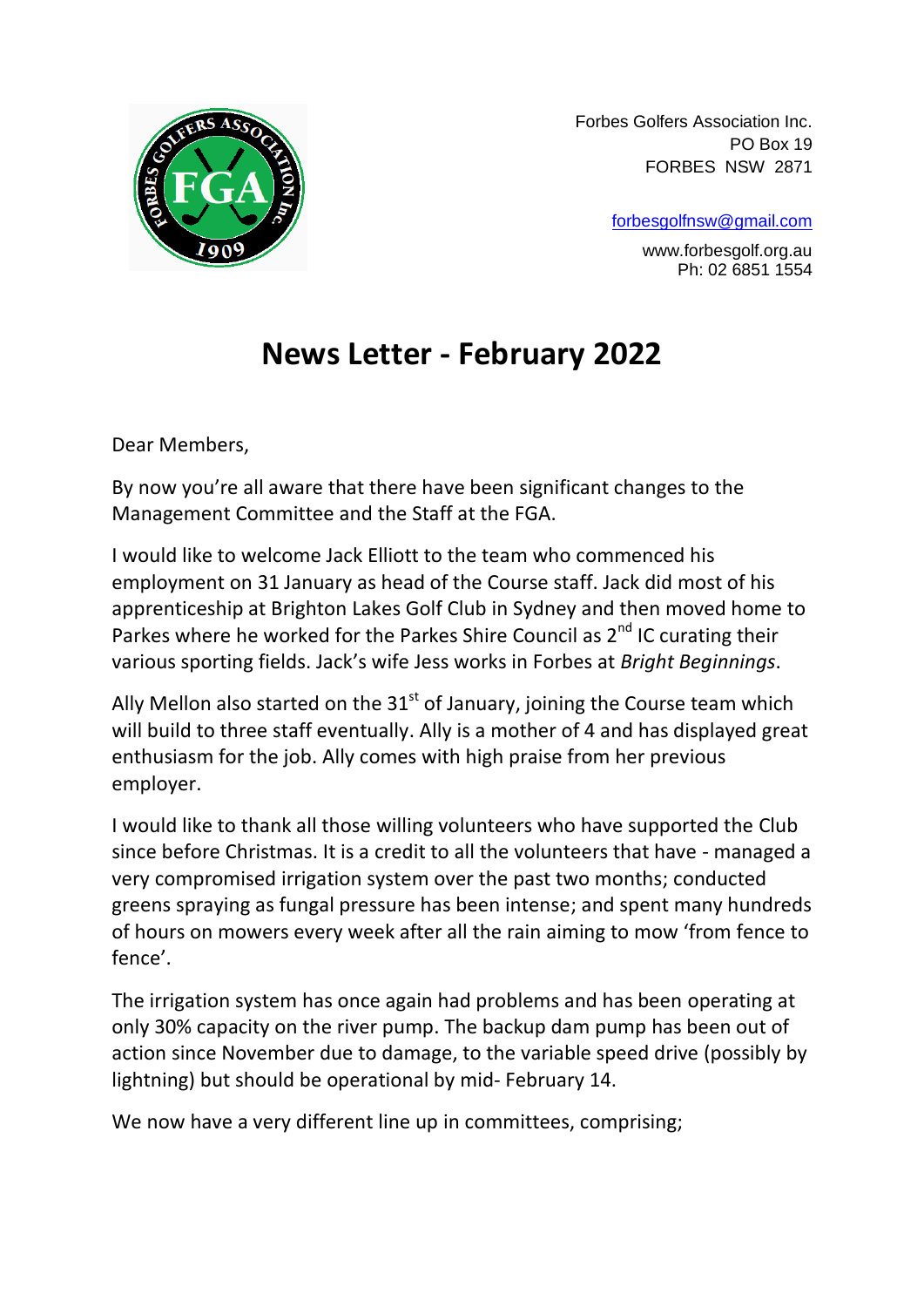Forbes Golfers Association Inc.
PO Box 19
FORBES NSW 2871

forbesgolfnsw@gmail.com

www.forbesgolf.org.au
Ph: 02 6851 1554

# News Letter - February 2022

Dear Members,

By now you're all aware that there have been significant changes to the Management Committee and the Staff at the FGA.

I would like to welcome Jack Elliott to the team who commenced his employment on 31 January as head of the Course staff. Jack did most of his apprenticeship at Brighton Lakes Golf Club in Sydney and then moved home to Parkes where he worked for the Parkes Shire Council as 2nd IC curating their various sporting fields. Jack's wife Jess works in Forbes at *Bright Beginnings*.

Ally Mellon also started on the 31st of January, joining the Course team which will build to three staff eventually. Ally is a mother of 4 and has displayed great enthusiasm for the job. Ally comes with high praise from her previous employer.

I would like to thank all those willing volunteers who have supported the Club since before Christmas. It is a credit to all the volunteers that have - managed a very compromised irrigation system over the past two months; conducted greens spraying as fungal pressure has been intense; and spent many hundreds of hours on mowers every week after all the rain aiming to mow 'from fence to fence'.

The irrigation system has once again had problems and has been operating at only 30% capacity on the river pump. The backup dam pump has been out of action since November due to damage, to the variable speed drive (possibly by lightning) but should be operational by mid- February 14.

We now have a very different line up in committees, comprising;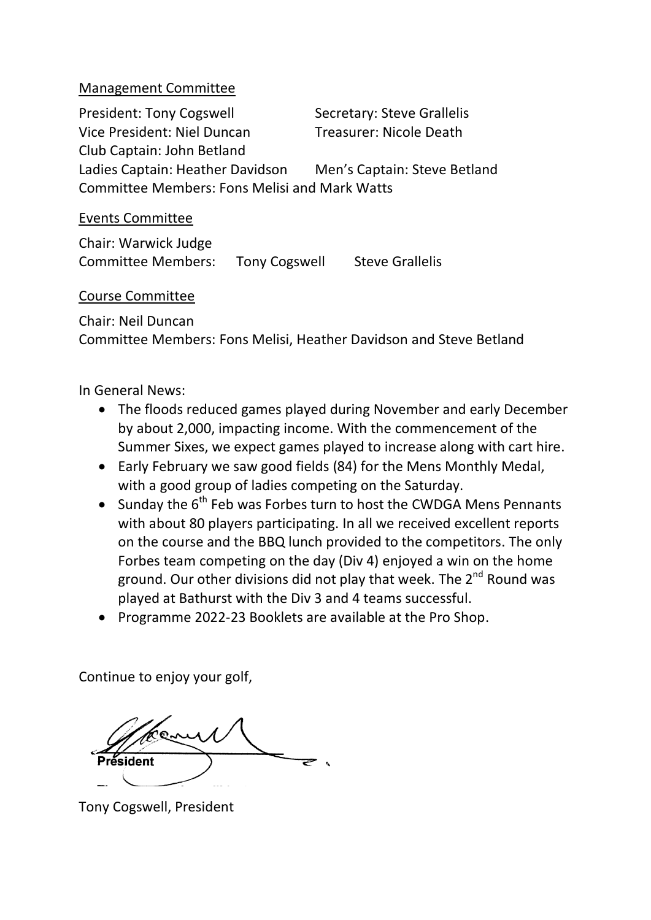Management Committee

President: Tony Cogswell
Secretary: Steve Grallelis
Vice President: Niel Duncan
Treasurer: Nicole Death
Club Captain: John Betland
Ladies Captain: Heather Davidson
Men's Captain: Steve Betland
Committee Members: Fons Melisi and Mark Watts

Events Committee

Chair: Warwick Judge
Committee Members: Tony Cogswell Steve Grallelis

Course Committee

Chair: Neil Duncan
Committee Members: Fons Melisi, Heather Davidson and Steve Betland

In General News:

- The floods reduced games played during November and early December by about 2,000, impacting income. With the commencement of the Summer Sixes, we expect games played to increase along with cart hire.
- Early February we saw good fields (84) for the Mens Monthly Medal, with a good group of ladies competing on the Saturday.
- Sunday the 6th Feb was Forbes turn to host the CWDGA Mens Pennants with about 80 players participating. In all we received excellent reports on the course and the BBQ lunch provided to the competitors. The only Forbes team competing on the day (Div 4) enjoyed a win on the home ground. Our other divisions did not play that week. The 2nd Round was played at Bathurst with the Div 3 and 4 teams successful.
- Programme 2022-23 Booklets are available at the Pro Shop.

Continue to enjoy your golf,

President

Tony Cogswell, President